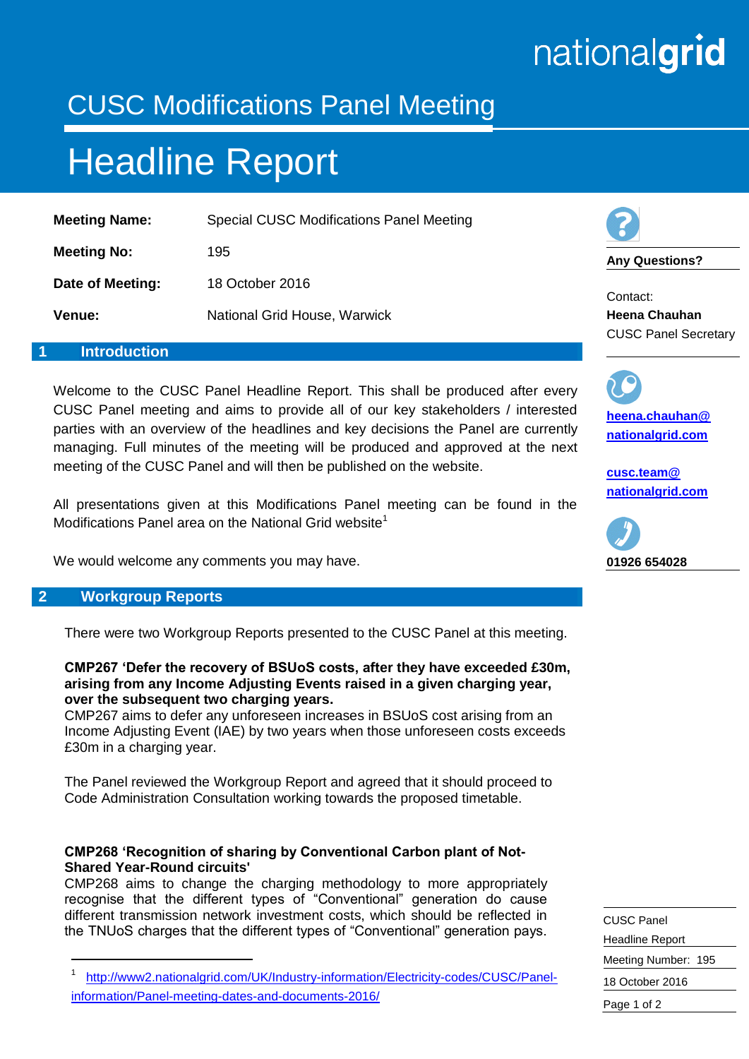# CUSC Modifications Panel Meeting

# Headline Report

| | |
|---|---|
| **Meeting Name:** | Special CUSC Modifications Panel Meeting |
| **Meeting No:** | 195 |
| **Date of Meeting:** | 18 October 2016 |
| **Venue:** | National Grid House, Warwick |

**Any Questions?**

Contact:
**Heena Chauhan**
CUSC Panel Secretary

**heena.chauhan@nationalgrid.com**

**cusc.team@nationalgrid.com**

**01926 654028**

## 1 Introduction

Welcome to the CUSC Panel Headline Report. This shall be produced after every CUSC Panel meeting and aims to provide all of our key stakeholders / interested parties with an overview of the headlines and key decisions the Panel are currently managing. Full minutes of the meeting will be produced and approved at the next meeting of the CUSC Panel and will then be published on the website.

All presentations given at this Modifications Panel meeting can be found in the Modifications Panel area on the National Grid website[1]

We would welcome any comments you may have.

## 2 Workgroup Reports

There were two Workgroup Reports presented to the CUSC Panel at this meeting.

**CMP267 'Defer the recovery of BSUoS costs, after they have exceeded £30m, arising from any Income Adjusting Events raised in a given charging year, over the subsequent two charging years.**
CMP267 aims to defer any unforeseen increases in BSUoS cost arising from an Income Adjusting Event (IAE) by two years when those unforeseen costs exceeds £30m in a charging year.

The Panel reviewed the Workgroup Report and agreed that it should proceed to Code Administration Consultation working towards the proposed timetable.

**CMP268 'Recognition of sharing by Conventional Carbon plant of Not-Shared Year-Round circuits'**
CMP268 aims to change the charging methodology to more appropriately recognise that the different types of "Conventional" generation do cause different transmission network investment costs, which should be reflected in the TNUoS charges that the different types of "Conventional" generation pays.

---

[1] http://www2.nationalgrid.com/UK/Industry-information/Electricity-codes/CUSC/Panel-information/Panel-meeting-dates-and-documents-2016/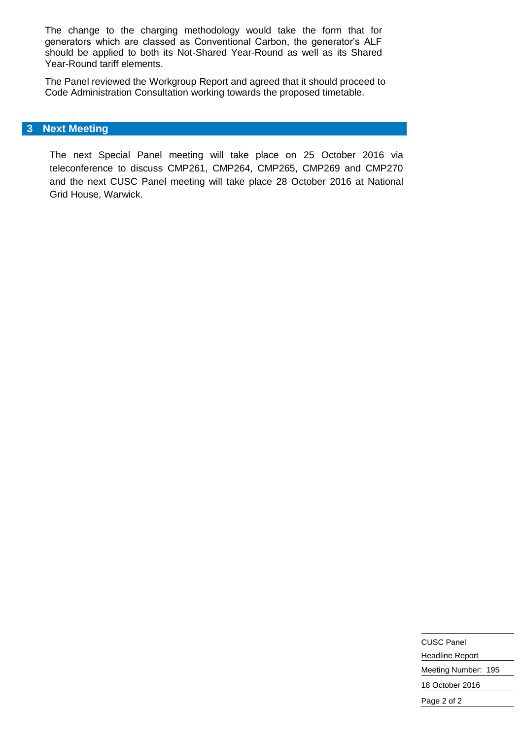The change to the charging methodology would take the form that for generators which are classed as Conventional Carbon, the generator's ALF should be applied to both its Not-Shared Year-Round as well as its Shared Year-Round tariff elements.

The Panel reviewed the Workgroup Report and agreed that it should proceed to Code Administration Consultation working towards the proposed timetable.

## 3 Next Meeting

The next Special Panel meeting will take place on 25 October 2016 via teleconference to discuss CMP261, CMP264, CMP265, CMP269 and CMP270 and the next CUSC Panel meeting will take place 28 October 2016 at National Grid House, Warwick.